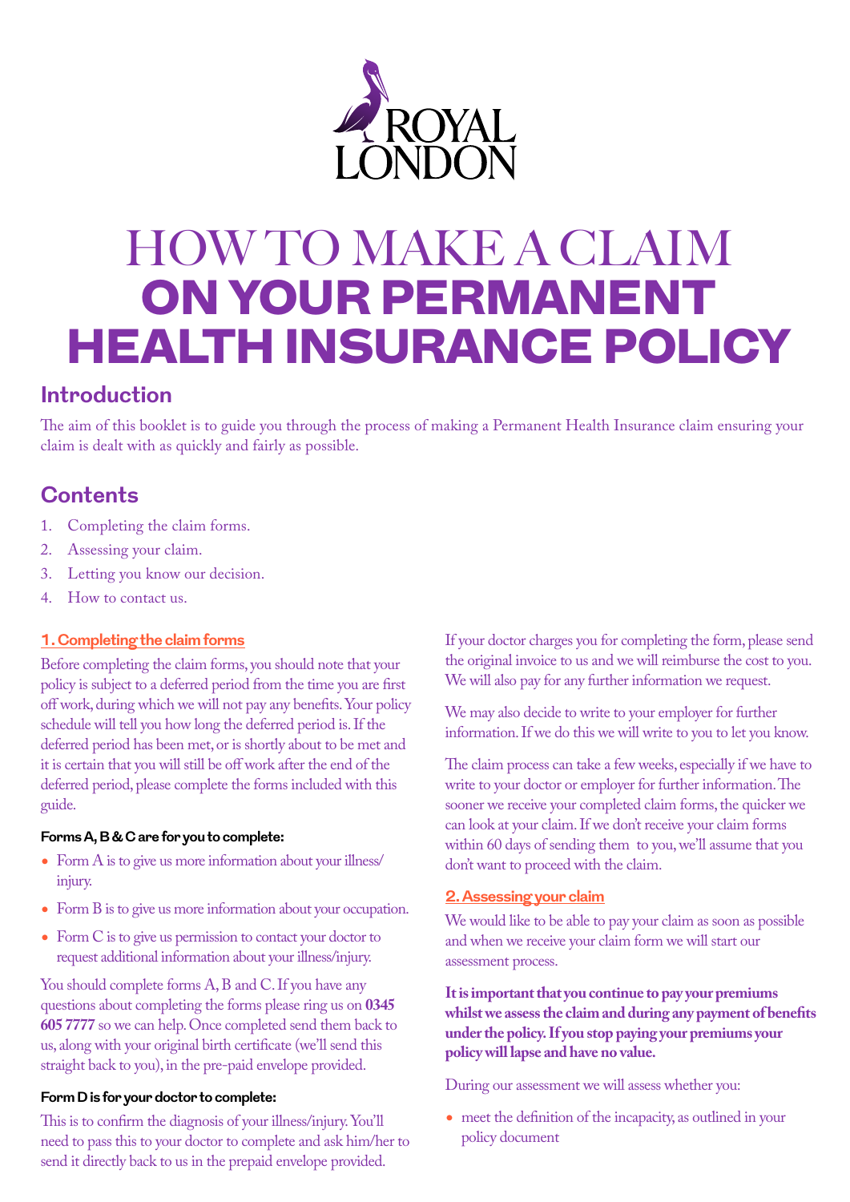ROYAL LONDON

# HOW TO MAKE A CLAIM ON YOUR PERMANENT HEALTH INSURANCE POLICY

## Introduction

The aim of this booklet is to guide you through the process of making a Permanent Health Insurance claim ensuring your claim is dealt with as quickly and fairly as possible.

## Contents

1. Completing the claim forms.
2. Assessing your claim.
3. Letting you know our decision.
4. How to contact us.

### 1. Completing the claim forms

Before completing the claim forms, you should note that your policy is subject to a deferred period from the time you are first off work, during which we will not pay any benefits. Your policy schedule will tell you how long the deferred period is. If the deferred period has been met, or is shortly about to be met and it is certain that you will still be off work after the end of the deferred period, please complete the forms included with this guide.

**Forms A, B & C are for you to complete:**

- Form A is to give us more information about your illness/injury.
- Form B is to give us more information about your occupation.
- Form C is to give us permission to contact your doctor to request additional information about your illness/injury.

You should complete forms A, B and C. If you have any questions about completing the forms please ring us on **0345 605 7777** so we can help. Once completed send them back to us, along with your original birth certificate (we'll send this straight back to you), in the pre-paid envelope provided.

**Form D is for your doctor to complete:**

This is to confirm the diagnosis of your illness/injury. You'll need to pass this to your doctor to complete and ask him/her to send it directly back to us in the prepaid envelope provided.

If your doctor charges you for completing the form, please send the original invoice to us and we will reimburse the cost to you. We will also pay for any further information we request.

We may also decide to write to your employer for further information. If we do this we will write to you to let you know.

The claim process can take a few weeks, especially if we have to write to your doctor or employer for further information. The sooner we receive your completed claim forms, the quicker we can look at your claim. If we don't receive your claim forms within 60 days of sending them to you, we'll assume that you don't want to proceed with the claim.

### 2. Assessing your claim

We would like to be able to pay your claim as soon as possible and when we receive your claim form we will start our assessment process.

**It is important that you continue to pay your premiums whilst we assess the claim and during any payment of benefits under the policy. If you stop paying your premiums your policy will lapse and have no value.**

During our assessment we will assess whether you:

- meet the definition of the incapacity, as outlined in your policy document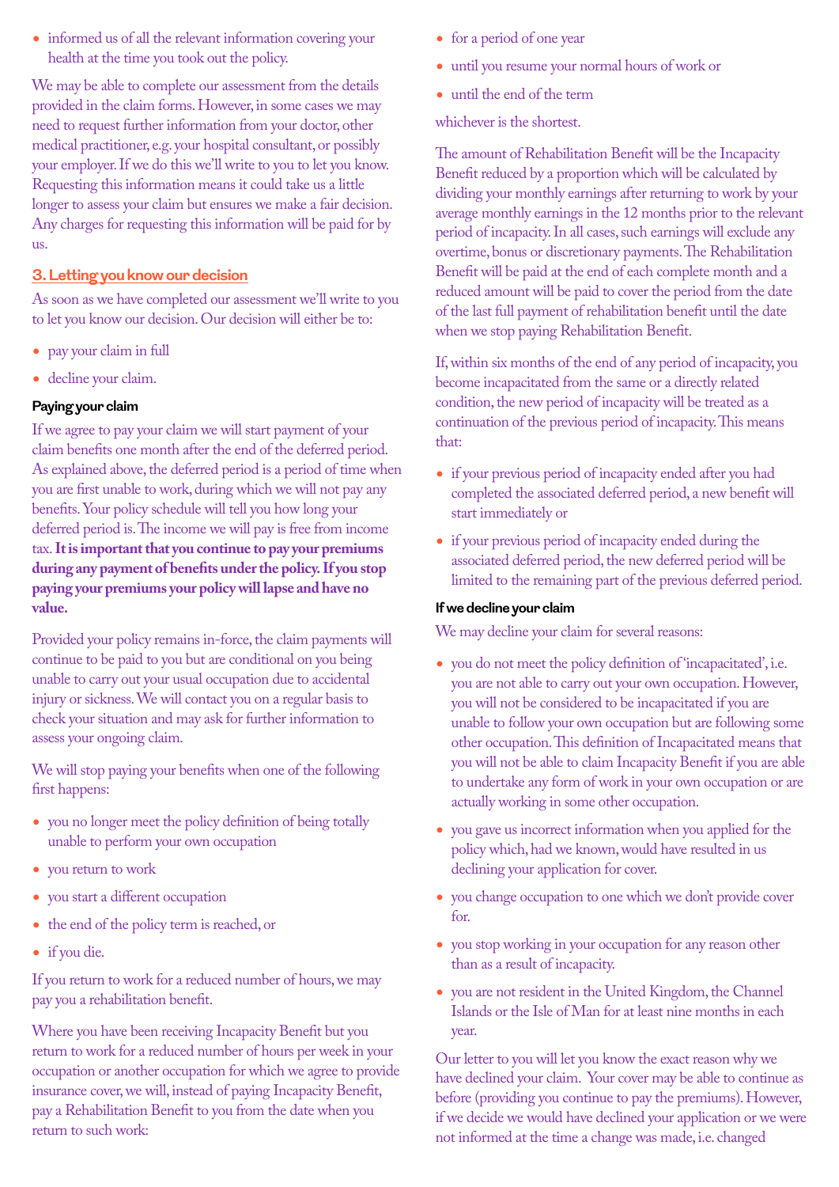- informed us of all the relevant information covering your health at the time you took out the policy.

We may be able to complete our assessment from the details provided in the claim forms. However, in some cases we may need to request further information from your doctor, other medical practitioner, e.g. your hospital consultant, or possibly your employer. If we do this we'll write to you to let you know. Requesting this information means it could take us a little longer to assess your claim but ensures we make a fair decision. Any charges for requesting this information will be paid for by us.

## 3. Letting you know our decision

As soon as we have completed our assessment we'll write to you to let you know our decision. Our decision will either be to:

- pay your claim in full
- decline your claim.

### Paying your claim

If we agree to pay your claim we will start payment of your claim benefits one month after the end of the deferred period. As explained above, the deferred period is a period of time when you are first unable to work, during which we will not pay any benefits. Your policy schedule will tell you how long your deferred period is. The income we will pay is free from income tax. **It is important that you continue to pay your premiums during any payment of benefits under the policy. If you stop paying your premiums your policy will lapse and have no value.**

Provided your policy remains in-force, the claim payments will continue to be paid to you but are conditional on you being unable to carry out your usual occupation due to accidental injury or sickness. We will contact you on a regular basis to check your situation and may ask for further information to assess your ongoing claim.

We will stop paying your benefits when one of the following first happens:

- you no longer meet the policy definition of being totally unable to perform your own occupation
- you return to work
- you start a different occupation
- the end of the policy term is reached, or
- if you die.

If you return to work for a reduced number of hours, we may pay you a rehabilitation benefit.

Where you have been receiving Incapacity Benefit but you return to work for a reduced number of hours per week in your occupation or another occupation for which we agree to provide insurance cover, we will, instead of paying Incapacity Benefit, pay a Rehabilitation Benefit to you from the date when you return to such work:

- for a period of one year
- until you resume your normal hours of work or
- until the end of the term

whichever is the shortest.

The amount of Rehabilitation Benefit will be the Incapacity Benefit reduced by a proportion which will be calculated by dividing your monthly earnings after returning to work by your average monthly earnings in the 12 months prior to the relevant period of incapacity. In all cases, such earnings will exclude any overtime, bonus or discretionary payments. The Rehabilitation Benefit will be paid at the end of each complete month and a reduced amount will be paid to cover the period from the date of the last full payment of rehabilitation benefit until the date when we stop paying Rehabilitation Benefit.

If, within six months of the end of any period of incapacity, you become incapacitated from the same or a directly related condition, the new period of incapacity will be treated as a continuation of the previous period of incapacity. This means that:

- if your previous period of incapacity ended after you had completed the associated deferred period, a new benefit will start immediately or
- if your previous period of incapacity ended during the associated deferred period, the new deferred period will be limited to the remaining part of the previous deferred period.

### If we decline your claim

We may decline your claim for several reasons:

- you do not meet the policy definition of 'incapacitated', i.e. you are not able to carry out your own occupation. However, you will not be considered to be incapacitated if you are unable to follow your own occupation but are following some other occupation. This definition of Incapacitated means that you will not be able to claim Incapacity Benefit if you are able to undertake any form of work in your own occupation or are actually working in some other occupation.
- you gave us incorrect information when you applied for the policy which, had we known, would have resulted in us declining your application for cover.
- you change occupation to one which we don't provide cover for.
- you stop working in your occupation for any reason other than as a result of incapacity.
- you are not resident in the United Kingdom, the Channel Islands or the Isle of Man for at least nine months in each year.

Our letter to you will let you know the exact reason why we have declined your claim. Your cover may be able to continue as before (providing you continue to pay the premiums). However, if we decide we would have declined your application or we were not informed at the time a change was made, i.e. changed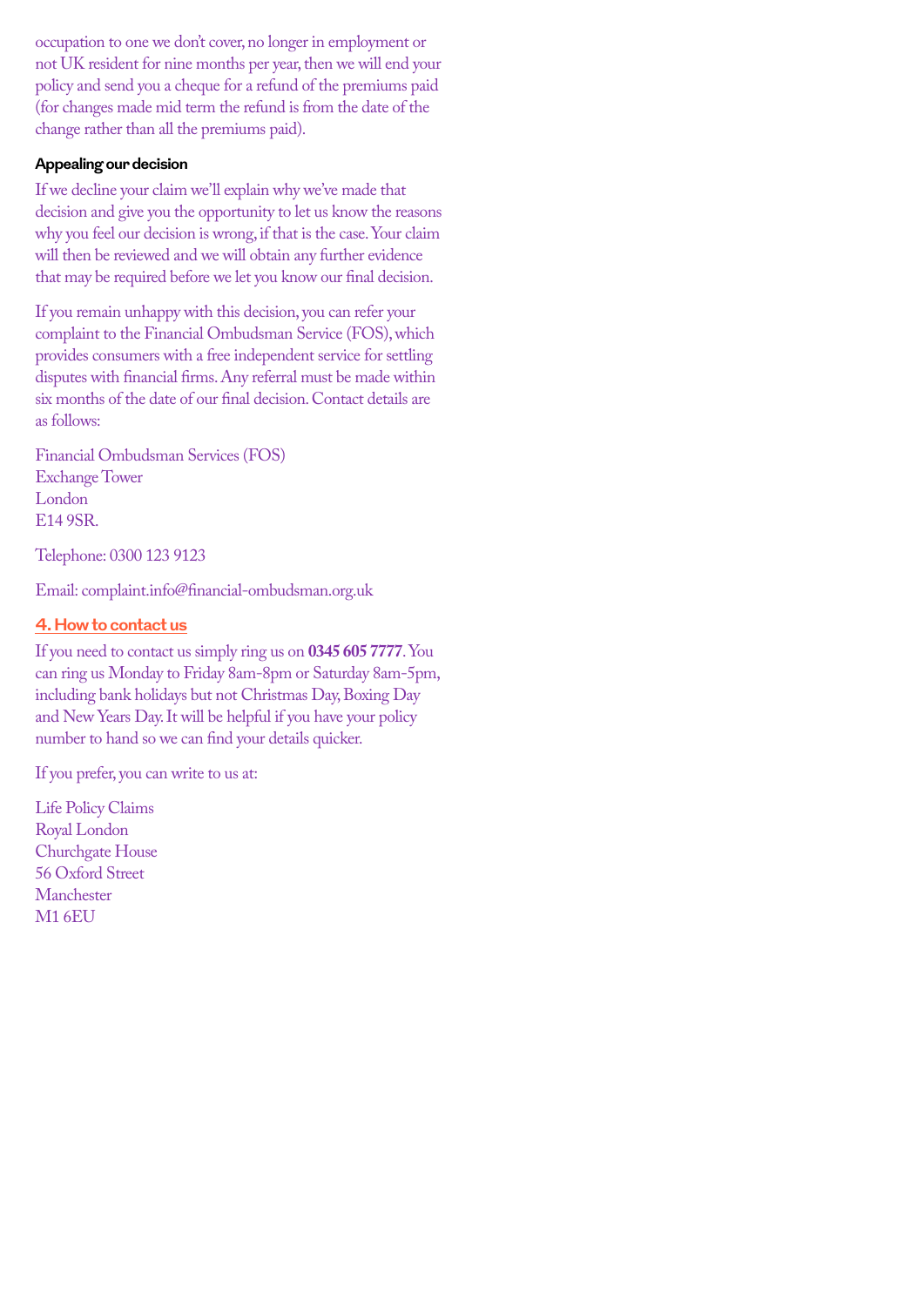occupation to one we don't cover, no longer in employment or not UK resident for nine months per year, then we will end your policy and send you a cheque for a refund of the premiums paid (for changes made mid term the refund is from the date of the change rather than all the premiums paid).

### Appealing our decision

If we decline your claim we'll explain why we've made that decision and give you the opportunity to let us know the reasons why you feel our decision is wrong, if that is the case. Your claim will then be reviewed and we will obtain any further evidence that may be required before we let you know our final decision.

If you remain unhappy with this decision, you can refer your complaint to the Financial Ombudsman Service (FOS), which provides consumers with a free independent service for settling disputes with financial firms. Any referral must be made within six months of the date of our final decision. Contact details are as follows:

Financial Ombudsman Services (FOS)
Exchange Tower
London
E14 9SR.

Telephone: 0300 123 9123

Email: complaint.info@financial-ombudsman.org.uk

## 4. How to contact us

If you need to contact us simply ring us on **0345 605 7777**. You can ring us Monday to Friday 8am-8pm or Saturday 8am-5pm, including bank holidays but not Christmas Day, Boxing Day and New Years Day. It will be helpful if you have your policy number to hand so we can find your details quicker.

If you prefer, you can write to us at:

Life Policy Claims
Royal London
Churchgate House
56 Oxford Street
Manchester
M1 6EU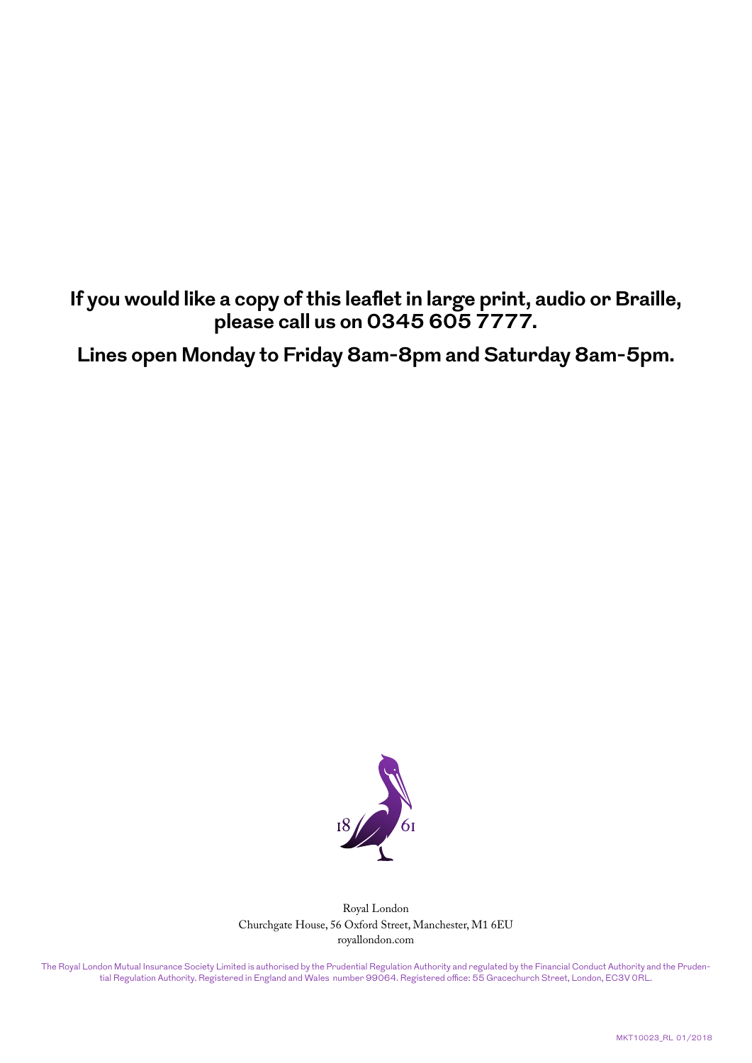**If you would like a copy of this leaflet in large print, audio or Braille, please call us on 0345 605 7777.**

**Lines open Monday to Friday 8am-8pm and Saturday 8am-5pm.**

18 61

Royal London
Churchgate House, 56 Oxford Street, Manchester, M1 6EU
royallondon.com

The Royal London Mutual Insurance Society Limited is authorised by the Prudential Regulation Authority and regulated by the Financial Conduct Authority and the Prudential Regulation Authority. Registered in England and Wales number 99064. Registered office: 55 Gracechurch Street, London, EC3V 0RL.

MKT10023_RL 01/2018